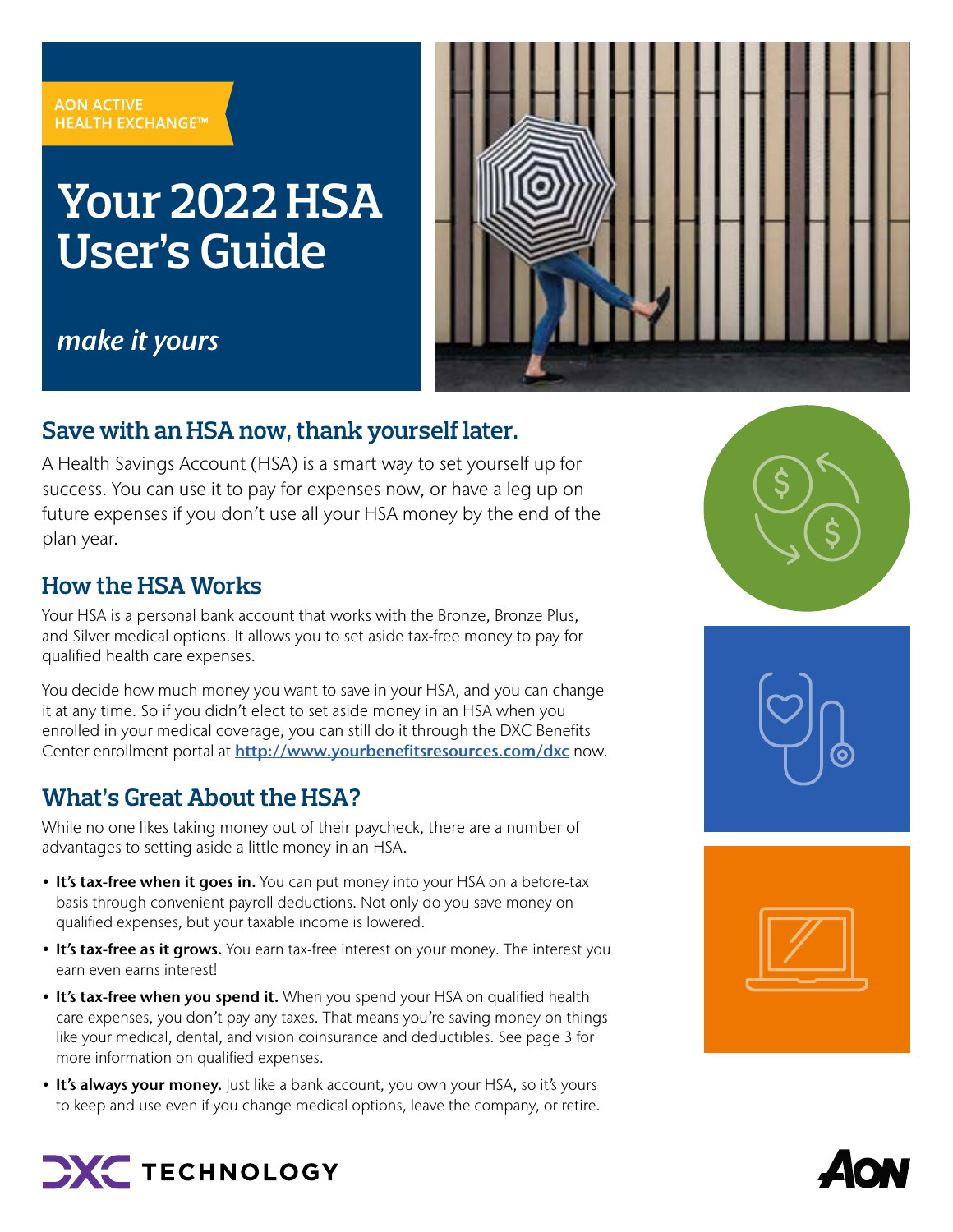AON ACTIVE HEALTH EXCHANGE™

# Your 2022 HSA User's Guide

*make it yours*

## Save with an HSA now, thank yourself later.

A Health Savings Account (HSA) is a smart way to set yourself up for success. You can use it to pay for expenses now, or have a leg up on future expenses if you don't use all your HSA money by the end of the plan year.

## How the HSA Works

Your HSA is a personal bank account that works with the Bronze, Bronze Plus, and Silver medical options. It allows you to set aside tax-free money to pay for qualified health care expenses.

You decide how much money you want to save in your HSA, and you can change it at any time. So if you didn't elect to set aside money in an HSA when you enrolled in your medical coverage, you can still do it through the DXC Benefits Center enrollment portal at **http://www.yourbenefitsresources.com/dxc** now.

## What's Great About the HSA?

While no one likes taking money out of their paycheck, there are a number of advantages to setting aside a little money in an HSA.

- **It's tax-free when it goes in.** You can put money into your HSA on a before-tax basis through convenient payroll deductions. Not only do you save money on qualified expenses, but your taxable income is lowered.
- **It's tax-free as it grows.** You earn tax-free interest on your money. The interest you earn even earns interest!
- **It's tax-free when you spend it.** When you spend your HSA on qualified health care expenses, you don't pay any taxes. That means you're saving money on things like your medical, dental, and vision coinsurance and deductibles. See page 3 for more information on qualified expenses.
- **It's always your money.** Just like a bank account, you own your HSA, so it's yours to keep and use even if you change medical options, leave the company, or retire.

DXC TECHNOLOGY

AON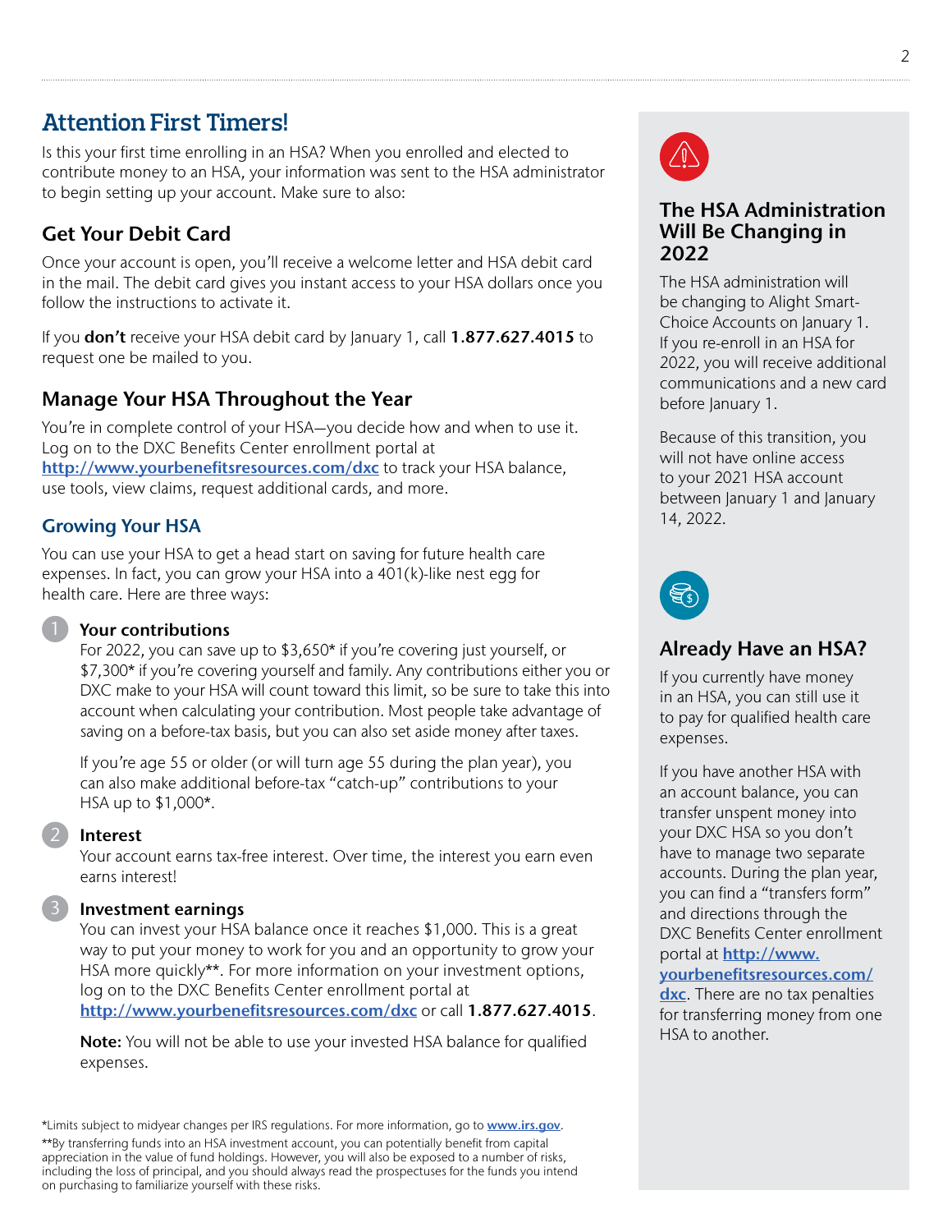# Attention First Timers!

Is this your first time enrolling in an HSA? When you enrolled and elected to contribute money to an HSA, your information was sent to the HSA administrator to begin setting up your account. Make sure to also:

## Get Your Debit Card

Once your account is open, you'll receive a welcome letter and HSA debit card in the mail. The debit card gives you instant access to your HSA dollars once you follow the instructions to activate it.

If you **don't** receive your HSA debit card by January 1, call **1.877.627.4015** to request one be mailed to you.

## Manage Your HSA Throughout the Year

You're in complete control of your HSA—you decide how and when to use it. Log on to the DXC Benefits Center enrollment portal at **http://www.yourbenefitsresources.com/dxc** to track your HSA balance, use tools, view claims, request additional cards, and more.

## Growing Your HSA

You can use your HSA to get a head start on saving for future health care expenses. In fact, you can grow your HSA into a 401(k)-like nest egg for health care. Here are three ways:

1. **Your contributions**
   For 2022, you can save up to $3,650* if you're covering just yourself, or $7,300* if you're covering yourself and family. Any contributions either you or DXC make to your HSA will count toward this limit, so be sure to take this into account when calculating your contribution. Most people take advantage of saving on a before-tax basis, but you can also set aside money after taxes.

   If you're age 55 or older (or will turn age 55 during the plan year), you can also make additional before-tax "catch-up" contributions to your HSA up to $1,000*.

2. **Interest**
   Your account earns tax-free interest. Over time, the interest you earn even earns interest!

3. **Investment earnings**
   You can invest your HSA balance once it reaches $1,000. This is a great way to put your money to work for you and an opportunity to grow your HSA more quickly**. For more information on your investment options, log on to the DXC Benefits Center enrollment portal at **http://www.yourbenefitsresources.com/dxc** or call **1.877.627.4015**.

   **Note:** You will not be able to use your invested HSA balance for qualified expenses.

## The HSA Administration Will Be Changing in 2022

The HSA administration will be changing to Alight Smart-Choice Accounts on January 1. If you re-enroll in an HSA for 2022, you will receive additional communications and a new card before January 1.

Because of this transition, you will not have online access to your 2021 HSA account between January 1 and January 14, 2022.

## Already Have an HSA?

If you currently have money in an HSA, you can still use it to pay for qualified health care expenses.

If you have another HSA with an account balance, you can transfer unspent money into your DXC HSA so you don't have to manage two separate accounts. During the plan year, you can find a "transfers form" and directions through the DXC Benefits Center enrollment portal at **http://www.yourbenefitsresources.com/dxc**. There are no tax penalties for transferring money from one HSA to another.

*Limits subject to midyear changes per IRS regulations. For more information, go to **www.irs.gov**.

**By transferring funds into an HSA investment account, you can potentially benefit from capital appreciation in the value of fund holdings. However, you will also be exposed to a number of risks, including the loss of principal, and you should always read the prospectuses for the funds you intend on purchasing to familiarize yourself with these risks.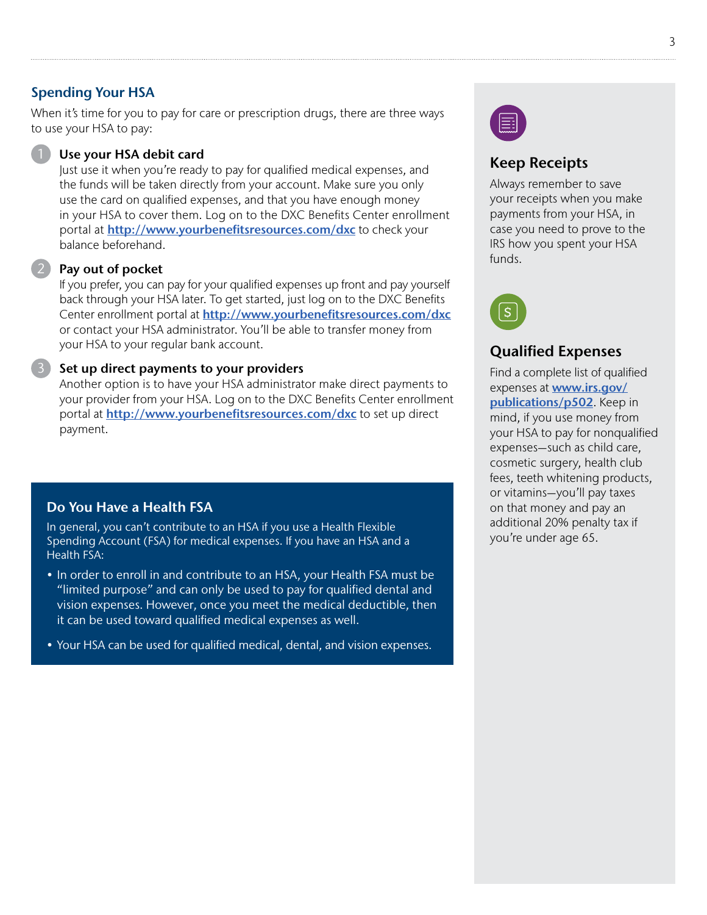## Spending Your HSA

When it's time for you to pay for care or prescription drugs, there are three ways to use your HSA to pay:

1. **Use your HSA debit card**
   Just use it when you're ready to pay for qualified medical expenses, and the funds will be taken directly from your account. Make sure you only use the card on qualified expenses, and that you have enough money in your HSA to cover them. Log on to the DXC Benefits Center enrollment portal at **http://www.yourbenefitsresources.com/dxc** to check your balance beforehand.

2. **Pay out of pocket**
   If you prefer, you can pay for your qualified expenses up front and pay yourself back through your HSA later. To get started, just log on to the DXC Benefits Center enrollment portal at **http://www.yourbenefitsresources.com/dxc** or contact your HSA administrator. You'll be able to transfer money from your HSA to your regular bank account.

3. **Set up direct payments to your providers**
   Another option is to have your HSA administrator make direct payments to your provider from your HSA. Log on to the DXC Benefits Center enrollment portal at **http://www.yourbenefitsresources.com/dxc** to set up direct payment.

### Do You Have a Health FSA

In general, you can't contribute to an HSA if you use a Health Flexible Spending Account (FSA) for medical expenses. If you have an HSA and a Health FSA:

- In order to enroll in and contribute to an HSA, your Health FSA must be "limited purpose" and can only be used to pay for qualified dental and vision expenses. However, once you meet the medical deductible, then it can be used toward qualified medical expenses as well.
- Your HSA can be used for qualified medical, dental, and vision expenses.

### Keep Receipts

Always remember to save your receipts when you make payments from your HSA, in case you need to prove to the IRS how you spent your HSA funds.

### Qualified Expenses

Find a complete list of qualified expenses at **www.irs.gov/publications/p502**. Keep in mind, if you use money from your HSA to pay for nonqualified expenses—such as child care, cosmetic surgery, health club fees, teeth whitening products, or vitamins—you'll pay taxes on that money and pay an additional 20% penalty tax if you're under age 65.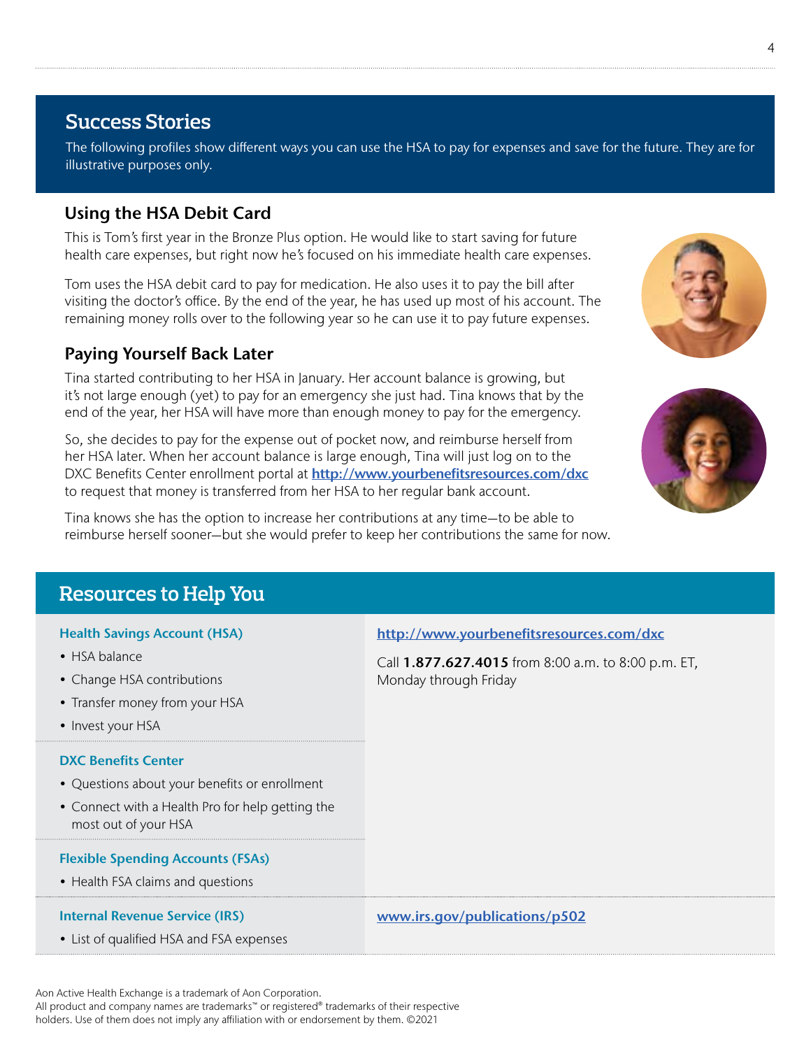## Success Stories

The following profiles show different ways you can use the HSA to pay for expenses and save for the future. They are for illustrative purposes only.

### Using the HSA Debit Card

This is Tom's first year in the Bronze Plus option. He would like to start saving for future health care expenses, but right now he's focused on his immediate health care expenses.

Tom uses the HSA debit card to pay for medication. He also uses it to pay the bill after visiting the doctor's office. By the end of the year, he has used up most of his account. The remaining money rolls over to the following year so he can use it to pay future expenses.

### Paying Yourself Back Later

Tina started contributing to her HSA in January. Her account balance is growing, but it's not large enough (yet) to pay for an emergency she just had. Tina knows that by the end of the year, her HSA will have more than enough money to pay for the emergency.

So, she decides to pay for the expense out of pocket now, and reimburse herself from her HSA later. When her account balance is large enough, Tina will just log on to the DXC Benefits Center enrollment portal at **http://www.yourbenefitsresources.com/dxc** to request that money is transferred from her HSA to her regular bank account.

Tina knows she has the option to increase her contributions at any time—to be able to reimburse herself sooner—but she would prefer to keep her contributions the same for now.

## Resources to Help You

| | |
|---|---|
| **Health Savings Account (HSA)**<br>• HSA balance<br>• Change HSA contributions<br>• Transfer money from your HSA<br>• Invest your HSA<br><br>**DXC Benefits Center**<br>• Questions about your benefits or enrollment<br>• Connect with a Health Pro for help getting the most out of your HSA<br><br>**Flexible Spending Accounts (FSAs)**<br>• Health FSA claims and questions | **http://www.yourbenefitsresources.com/dxc**<br><br>Call **1.877.627.4015** from 8:00 a.m. to 8:00 p.m. ET, Monday through Friday |
| **Internal Revenue Service (IRS)**<br>• List of qualified HSA and FSA expenses | **www.irs.gov/publications/p502** |

Aon Active Health Exchange is a trademark of Aon Corporation.
All product and company names are trademarks™ or registered® trademarks of their respective holders. Use of them does not imply any affiliation with or endorsement by them. ©2021